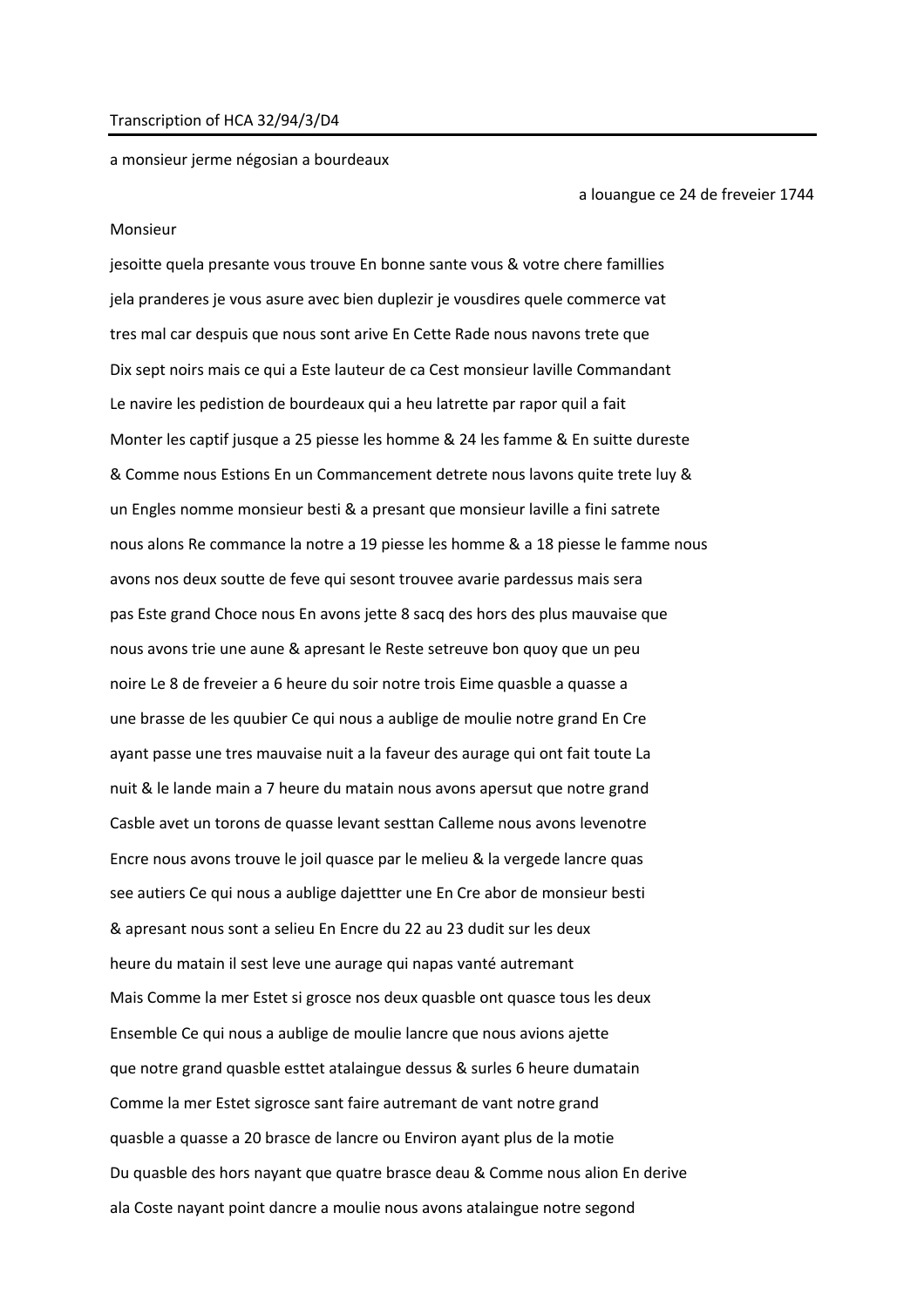Transcription of HCA 32/94/3/D4

---

a monsieur jerme négosian a bourdeaux

a louangue ce 24 de freveier 1744

Monsieur

jesoitte quela presante vous trouve En bonne sante vous & votre chere famillies

jela pranderes je vous asure avec bien duplezir je vousdires quele commerce vat

tres mal car despuis que nous sont arive En Cette Rade nous navons trete que

Dix sept noirs mais ce qui a Este lauteur de ca Cest monsieur laville Commandant

Le navire les pedistion de bourdeaux qui a heu latrette par rapor quil a fait

Monter les captif jusque a 25 piesse les homme & 24 les famme & En suitte dureste

& Comme nous Estions En un Commancement detrete nous lavons quite trete luy &

un Engles nomme monsieur besti & a present que monsieur laville a fini satrete

nous alons Re commance la notre a 19 piesse les homme & a 18 piesse le famme nous

avons nos deux soutte de feve qui sesont trouvee avarie pardessus mais sera

pas Este grand Choce nous En avons jette 8 sacq des hors des plus mauvaise que

nous avons trie une aune & apresant le Reste setreuve bon quoy que un peu

noire Le 8 de freveier a 6 heure du soir notre trois Eime quasble a quasse a

une brasse de les quubier Ce qui nous a aublige de moulie notre grand En Cre

ayant passe une tres mauvaise nuit a la faveur des aurage qui ont fait toute La

nuit & le lande main a 7 heure du matain nous avons apersut que notre grand

Casble avet un torons de quasse levant sesttan Calleme nous avons levenotre

Encre nous avons trouve le joil quasce par le melieu & la vergede lancre quas

see autiers Ce qui nous a aublige dajettter une En Cre abor de monsieur besti

& apresant nous sont a selieu En Encre du 22 au 23 dudit sur les deux

heure du matain il sest leve une aurage qui napas vanté autremant

Mais Comme la mer Estet si grosce nos deux quasble ont quasce tous les deux

Ensemble Ce qui nous a aublige de moulie lancre que nous avions ajette

que notre grand quasble esttet atalaingue dessus & surles 6 heure dumatain

Comme la mer Estet sigrosce sant faire autremant de vant notre grand

quasble a quasse a 20 brasce de lancre ou Environ ayant plus de la motie

Du quasble des hors nayant que quatre brasce deau & Comme nous alion En derive

ala Coste nayant point dancre a moulie nous avons atalaingue notre segond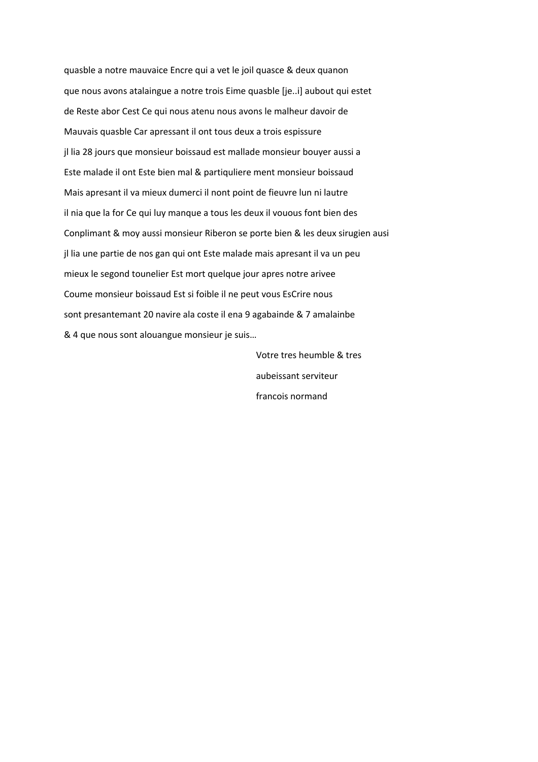quasble a notre mauvaice Encre qui a vet le joil quasce & deux quanon

que nous avons atalaingue a notre trois Eime quasble [je..i] aubout qui estet

de Reste abor Cest Ce qui nous atenu nous avons le malheur davoir de

Mauvais quasble Car apressant il ont tous deux a trois espissure

jl lia 28 jours que monsieur boissaud est mallade monsieur bouyer aussi a

Este malade il ont Este bien mal & partiquliere ment monsieur boissaud

Mais apresant il va mieux dumerci il nont point de fieuvre lun ni lautre

il nia que la for Ce qui luy manque a tous les deux il vouous font bien des

Conplimant & moy aussi monsieur Riberon se porte bien & les deux sirugien ausi

jl lia une partie de nos gan qui ont Este malade mais apresant il va un peu

mieux le segond tounelier Est mort quelque jour apres notre arivee

Coume monsieur boissaud Est si foible il ne peut vous EsCrire nous

sont presantemant 20 navire ala coste il ena 9 agabainde & 7 amalainbe

& 4 que nous sont alouangue monsieur je suis…

Votre tres heumble & tres

aubeissant serviteur

francois normand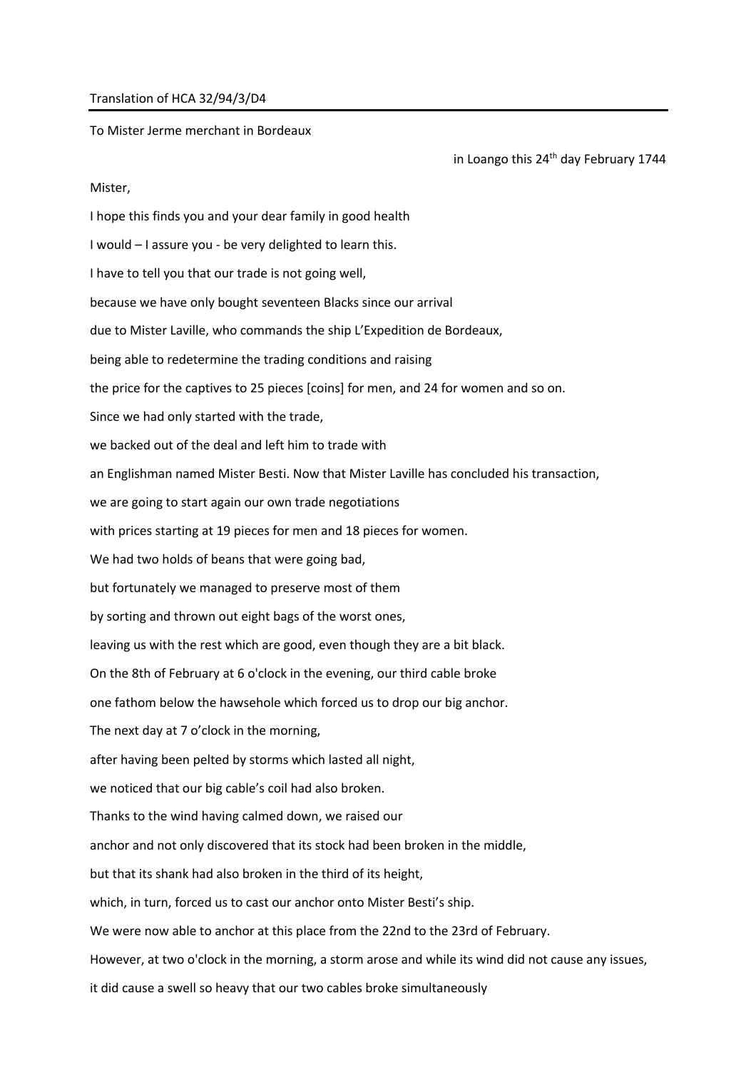Translation of HCA 32/94/3/D4

To Mister Jerme merchant in Bordeaux

in Loango this 24th day February 1744

Mister,

I hope this finds you and your dear family in good health

I would – I assure you - be very delighted to learn this.

I have to tell you that our trade is not going well,

because we have only bought seventeen Blacks since our arrival

due to Mister Laville, who commands the ship L'Expedition de Bordeaux,

being able to redetermine the trading conditions and raising

the price for the captives to 25 pieces [coins] for men, and 24 for women and so on.

Since we had only started with the trade,

we backed out of the deal and left him to trade with

an Englishman named Mister Besti. Now that Mister Laville has concluded his transaction,

we are going to start again our own trade negotiations

with prices starting at 19 pieces for men and 18 pieces for women.

We had two holds of beans that were going bad,

but fortunately we managed to preserve most of them

by sorting and thrown out eight bags of the worst ones,

leaving us with the rest which are good, even though they are a bit black.

On the 8th of February at 6 o'clock in the evening, our third cable broke

one fathom below the hawsehole which forced us to drop our big anchor.

The next day at 7 o'clock in the morning,

after having been pelted by storms which lasted all night,

we noticed that our big cable's coil had also broken.

Thanks to the wind having calmed down, we raised our

anchor and not only discovered that its stock had been broken in the middle,

but that its shank had also broken in the third of its height,

which, in turn, forced us to cast our anchor onto Mister Besti's ship.

We were now able to anchor at this place from the 22nd to the 23rd of February.

However, at two o'clock in the morning, a storm arose and while its wind did not cause any issues,

it did cause a swell so heavy that our two cables broke simultaneously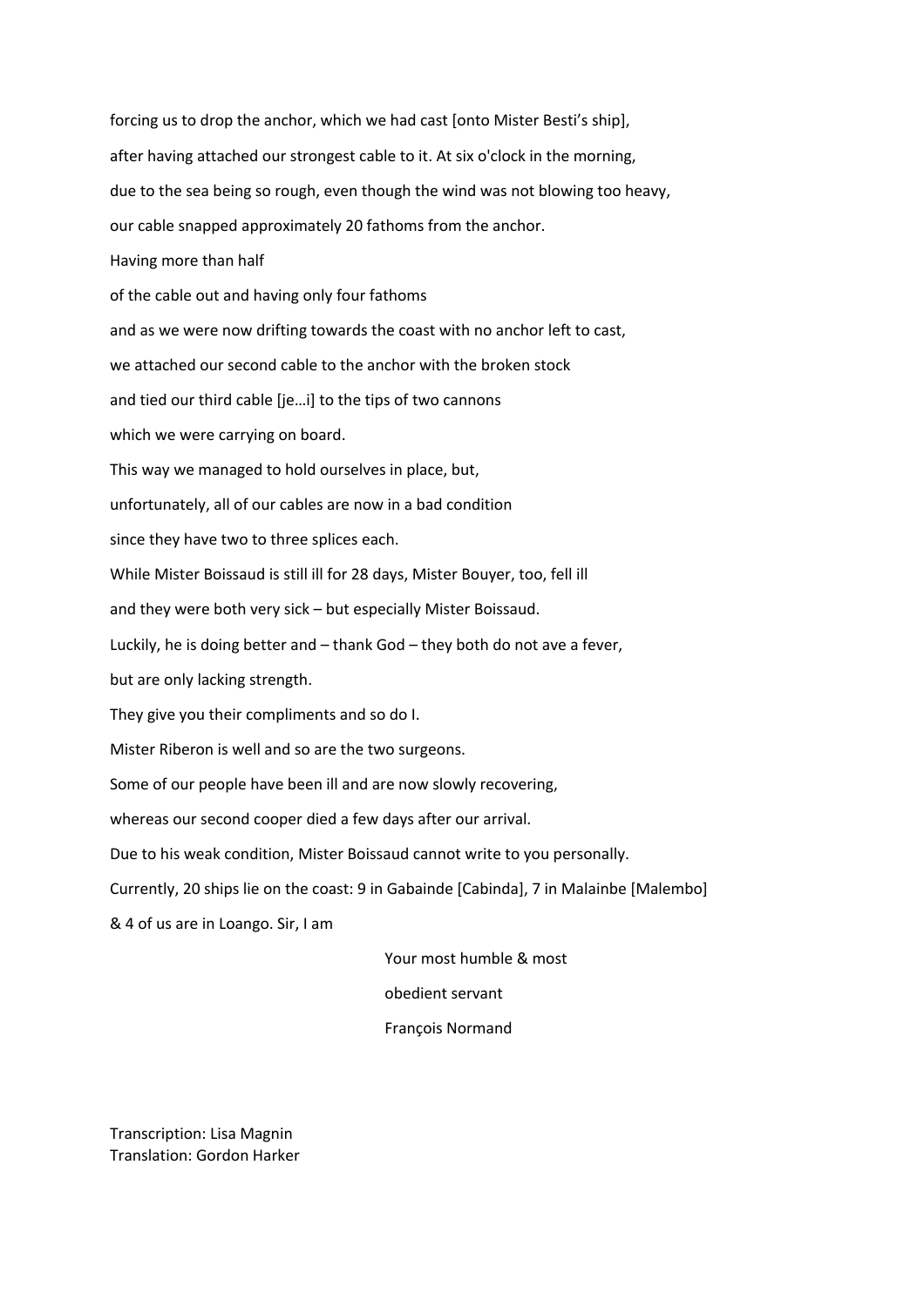forcing us to drop the anchor, which we had cast [onto Mister Besti's ship],

after having attached our strongest cable to it. At six o'clock in the morning,

due to the sea being so rough, even though the wind was not blowing too heavy,

our cable snapped approximately 20 fathoms from the anchor.

Having more than half

of the cable out and having only four fathoms

and as we were now drifting towards the coast with no anchor left to cast,

we attached our second cable to the anchor with the broken stock

and tied our third cable [je…i] to the tips of two cannons

which we were carrying on board.

This way we managed to hold ourselves in place, but,

unfortunately, all of our cables are now in a bad condition

since they have two to three splices each.

While Mister Boissaud is still ill for 28 days, Mister Bouyer, too, fell ill

and they were both very sick – but especially Mister Boissaud.

Luckily, he is doing better and – thank God – they both do not ave a fever,

but are only lacking strength.

They give you their compliments and so do I.

Mister Riberon is well and so are the two surgeons.

Some of our people have been ill and are now slowly recovering,

whereas our second cooper died a few days after our arrival.

Due to his weak condition, Mister Boissaud cannot write to you personally.

Currently, 20 ships lie on the coast: 9 in Gabainde [Cabinda], 7 in Malainbe [Malembo]

& 4 of us are in Loango. Sir, I am

Your most humble & most

obedient servant

François Normand

Transcription: Lisa Magnin
Translation: Gordon Harker